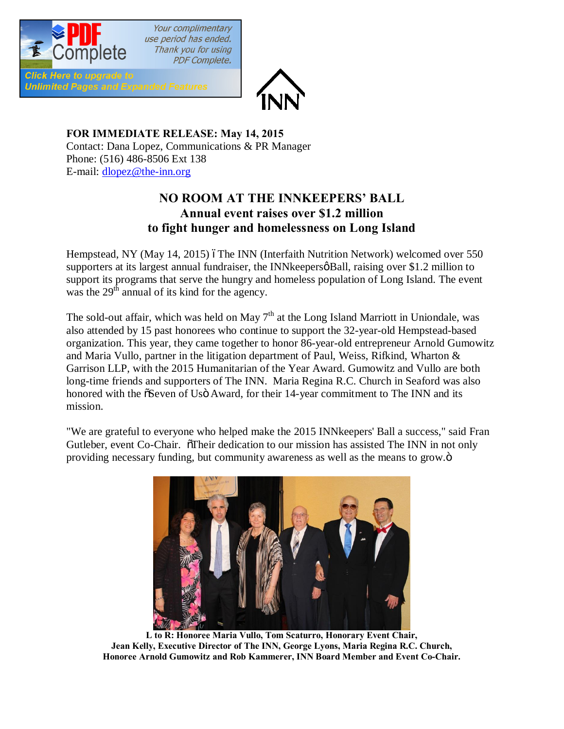**FOR IMMEDIATE RELEASE: May 14, 2015**
Contact: Dana Lopez, Communications & PR Manager
Phone: (516) 486-8506 Ext 138
E-mail: dlopez@the-inn.org

## NO ROOM AT THE INNKEEPERS' BALL
### Annual event raises over $1.2 million to fight hunger and homelessness on Long Island

Hempstead, NY (May 14, 2015) – The INN (Interfaith Nutrition Network) welcomed over 550 supporters at its largest annual fundraiser, the INNkeepers' Ball, raising over $1.2 million to support its programs that serve the hungry and homeless population of Long Island. The event was the 29th annual of its kind for the agency.

The sold-out affair, which was held on May 7th at the Long Island Marriott in Uniondale, was also attended by 15 past honorees who continue to support the 32-year-old Hempstead-based organization. This year, they came together to honor 86-year-old entrepreneur Arnold Gumowitz and Maria Vullo, partner in the litigation department of Paul, Weiss, Rifkind, Wharton & Garrison LLP, with the 2015 Humanitarian of the Year Award. Gumowitz and Vullo are both long-time friends and supporters of The INN. Maria Regina R.C. Church in Seaford was also honored with the "Seven of Us" Award, for their 14-year commitment to The INN and its mission.

"We are grateful to everyone who helped make the 2015 INNkeepers' Ball a success," said Fran Gutleber, event Co-Chair. "Their dedication to our mission has assisted The INN in not only providing necessary funding, but community awareness as well as the means to grow."

**L to R: Honoree Maria Vullo, Tom Scaturro, Honorary Event Chair, Jean Kelly, Executive Director of The INN, George Lyons, Maria Regina R.C. Church, Honoree Arnold Gumowitz and Rob Kammerer, INN Board Member and Event Co-Chair.**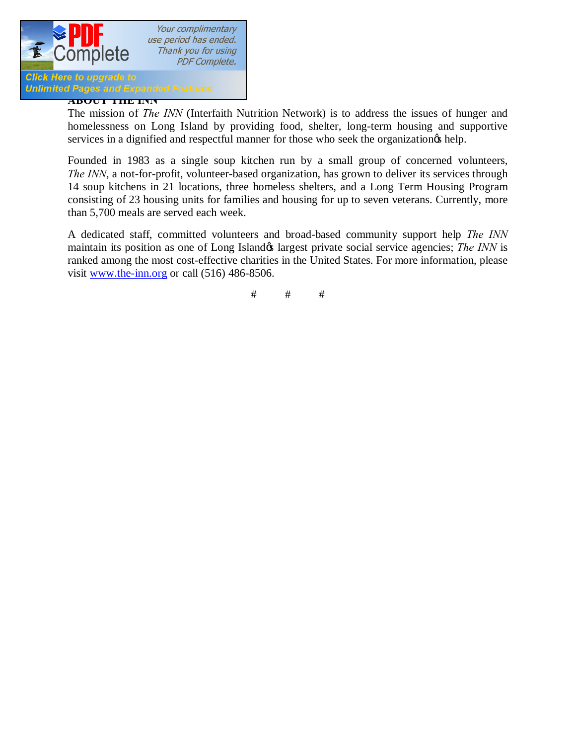**ABOUT THE INN**

The mission of *The INN* (Interfaith Nutrition Network) is to address the issues of hunger and homelessness on Long Island by providing food, shelter, long-term housing and supportive services in a dignified and respectful manner for those who seek the organization's help.

Founded in 1983 as a single soup kitchen run by a small group of concerned volunteers, *The INN*, a not-for-profit, volunteer-based organization, has grown to deliver its services through 14 soup kitchens in 21 locations, three homeless shelters, and a Long Term Housing Program consisting of 23 housing units for families and housing for up to seven veterans. Currently, more than 5,700 meals are served each week.

A dedicated staff, committed volunteers and broad-based community support help *The INN* maintain its position as one of Long Island's largest private social service agencies; *The INN* is ranked among the most cost-effective charities in the United States. For more information, please visit www.the-inn.org or call (516) 486-8506.

# # #